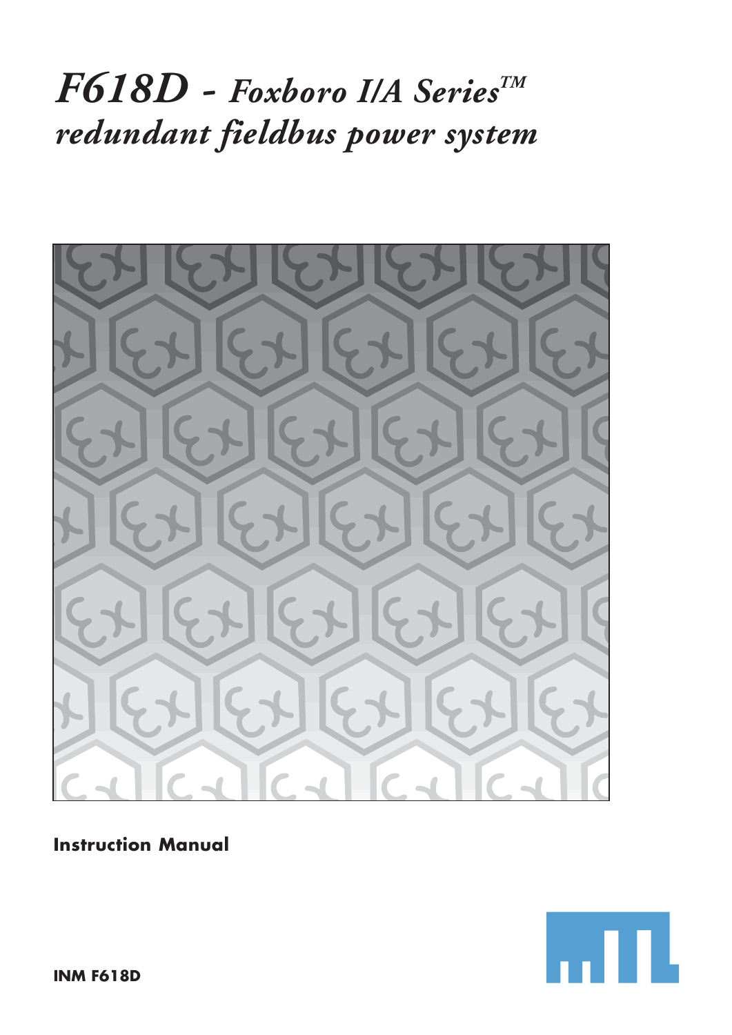# *F618D - Foxboro I/A Series™ redundant fieldbus power system*

**Instruction Manual**

**INM F618D**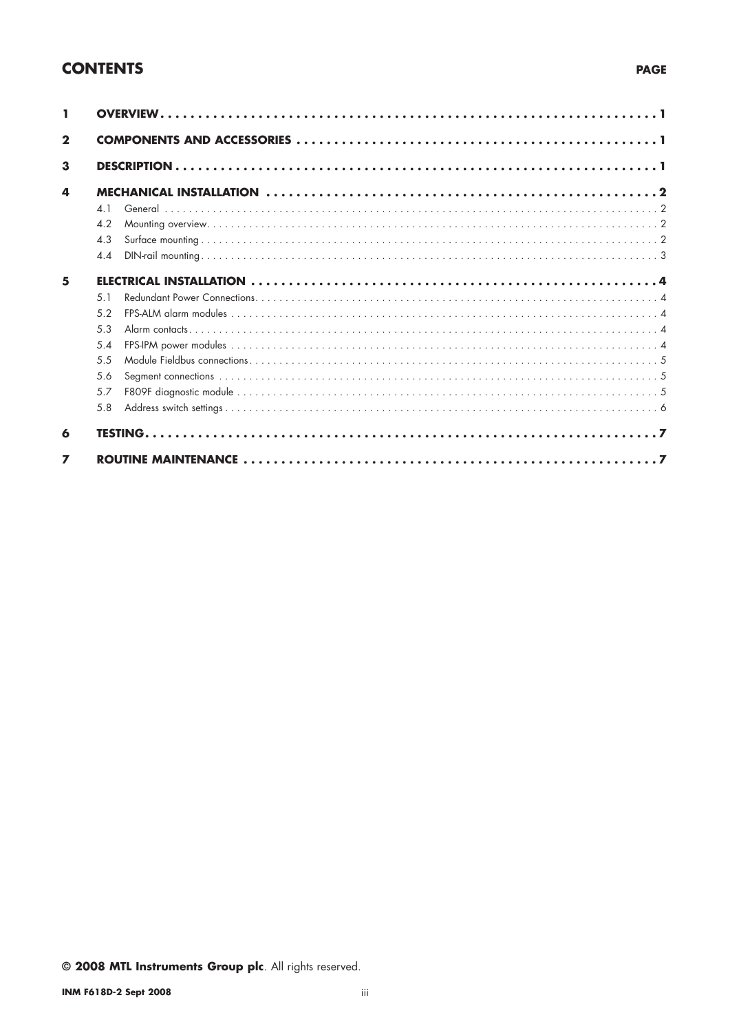## CONTENTS

**PAGE**

**1 OVERVIEW** . . . . . . . . . . . . . . . . . . . . . . . . . . . . . . . . . . . . . . . . . . . . . . . . . . . . . . . . . . . . . . . . . . **1**

**2 COMPONENTS AND ACCESSORIES** . . . . . . . . . . . . . . . . . . . . . . . . . . . . . . . . . . . . . . . . . . . . . . . . . **1**

**3 DESCRIPTION** . . . . . . . . . . . . . . . . . . . . . . . . . . . . . . . . . . . . . . . . . . . . . . . . . . . . . . . . . . . . . . . . **1**

**4 MECHANICAL INSTALLATION** . . . . . . . . . . . . . . . . . . . . . . . . . . . . . . . . . . . . . . . . . . . . . . . . . . . . **2**

- 4.1 General . . . . . . . . . . . . . . . . . . . . . . . . . . . . . . . . . . . . . . . . . . . . . . . . . . . . . . . . . . . . . . . . . . 2
- 4.2 Mounting overview. . . . . . . . . . . . . . . . . . . . . . . . . . . . . . . . . . . . . . . . . . . . . . . . . . . . . . . . . . 2
- 4.3 Surface mounting . . . . . . . . . . . . . . . . . . . . . . . . . . . . . . . . . . . . . . . . . . . . . . . . . . . . . . . . . . 2
- 4.4 DIN-rail mounting. . . . . . . . . . . . . . . . . . . . . . . . . . . . . . . . . . . . . . . . . . . . . . . . . . . . . . . . . . 3

**5 ELECTRICAL INSTALLATION** . . . . . . . . . . . . . . . . . . . . . . . . . . . . . . . . . . . . . . . . . . . . . . . . . . . . . **4**

- 5.1 Redundant Power Connections. . . . . . . . . . . . . . . . . . . . . . . . . . . . . . . . . . . . . . . . . . . . . . . . . 4
- 5.2 FPS-ALM alarm modules . . . . . . . . . . . . . . . . . . . . . . . . . . . . . . . . . . . . . . . . . . . . . . . . . . . . 4
- 5.3 Alarm contacts. . . . . . . . . . . . . . . . . . . . . . . . . . . . . . . . . . . . . . . . . . . . . . . . . . . . . . . . . . . . . 4
- 5.4 FPS-IPM power modules . . . . . . . . . . . . . . . . . . . . . . . . . . . . . . . . . . . . . . . . . . . . . . . . . . . . . 4
- 5.5 Module Fieldbus connections. . . . . . . . . . . . . . . . . . . . . . . . . . . . . . . . . . . . . . . . . . . . . . . . . . 5
- 5.6 Segment connections . . . . . . . . . . . . . . . . . . . . . . . . . . . . . . . . . . . . . . . . . . . . . . . . . . . . . . . 5
- 5.7 F809F diagnostic module . . . . . . . . . . . . . . . . . . . . . . . . . . . . . . . . . . . . . . . . . . . . . . . . . . . . 5
- 5.8 Address switch settings . . . . . . . . . . . . . . . . . . . . . . . . . . . . . . . . . . . . . . . . . . . . . . . . . . . . . 6

**6 TESTING** . . . . . . . . . . . . . . . . . . . . . . . . . . . . . . . . . . . . . . . . . . . . . . . . . . . . . . . . . . . . . . . . . . . . **7**

**7 ROUTINE MAINTENANCE** . . . . . . . . . . . . . . . . . . . . . . . . . . . . . . . . . . . . . . . . . . . . . . . . . . . . . . . **7**

**© 2008 MTL Instruments Group plc**. All rights reserved.

**INM F618D-2 Sept 2008**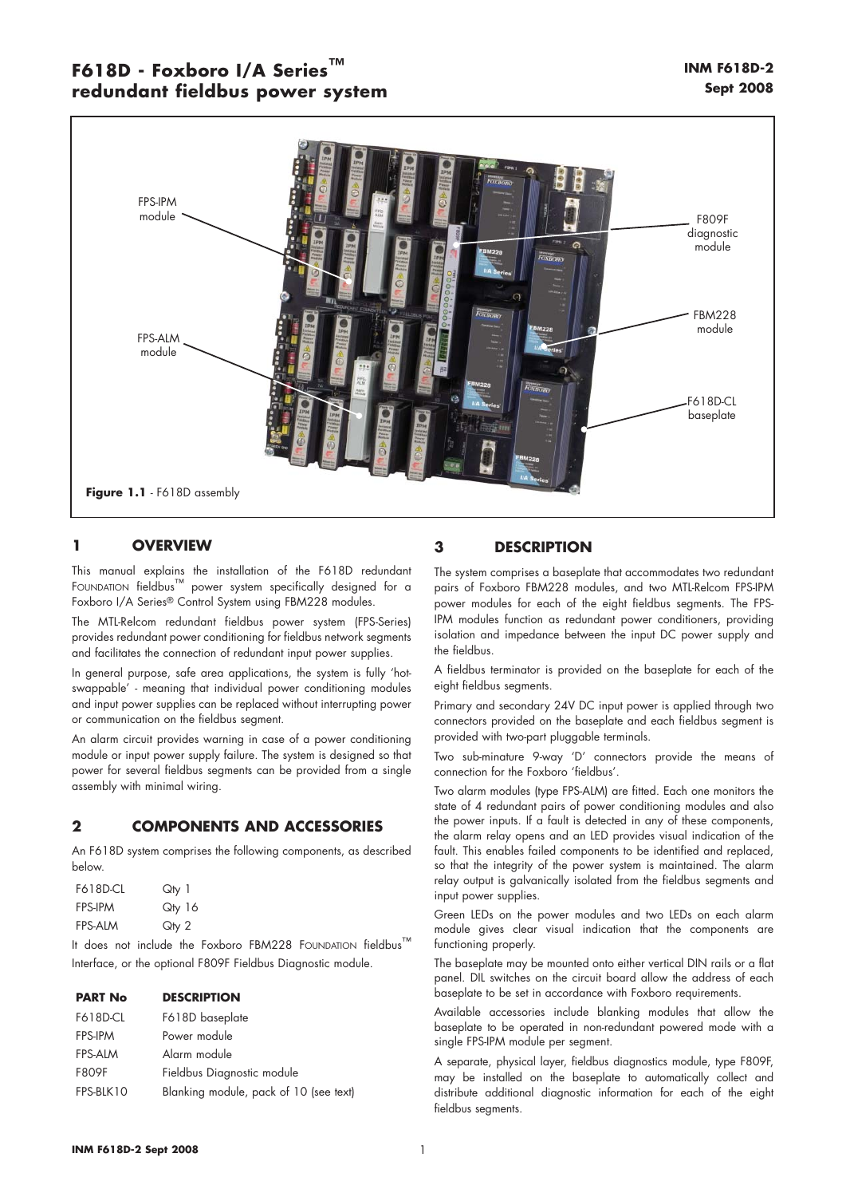# F618D - Foxboro I/A Series™ redundant fieldbus power system

INM F618D-2
Sept 2008

FPS-IPM module

FPS-ALM module

F809F diagnostic module

FBM228 module

F618D-CL baseplate

**Figure 1.1** - F618D assembly

## 1 OVERVIEW

This manual explains the installation of the F618D redundant FOUNDATION fieldbus™ power system specifically designed for a Foxboro I/A Series® Control System using FBM228 modules.

The MTL-Relcom redundant fieldbus power system (FPS-Series) provides redundant power conditioning for fieldbus network segments and facilitates the connection of redundant input power supplies.

In general purpose, safe area applications, the system is fully 'hot-swappable' - meaning that individual power conditioning modules and input power supplies can be replaced without interrupting power or communication on the fieldbus segment.

An alarm circuit provides warning in case of a power conditioning module or input power supply failure. The system is designed so that power for several fieldbus segments can be provided from a single assembly with minimal wiring.

## 2 COMPONENTS AND ACCESSORIES

An F618D system comprises the following components, as described below.

| | |
|---|---|
| F618D-CL | Qty 1 |
| FPS-IPM | Qty 16 |
| FPS-ALM | Qty 2 |

It does not include the Foxboro FBM228 FOUNDATION fieldbus™ Interface, or the optional F809F Fieldbus Diagnostic module.

| PART No | DESCRIPTION |
|---|---|
| F618D-CL | F618D baseplate |
| FPS-IPM | Power module |
| FPS-ALM | Alarm module |
| F809F | Fieldbus Diagnostic module |
| FPS-BLK10 | Blanking module, pack of 10 (see text) |

## 3 DESCRIPTION

The system comprises a baseplate that accommodates two redundant pairs of Foxboro FBM228 modules, and two MTL-Relcom FPS-IPM power modules for each of the eight fieldbus segments. The FPS-IPM modules function as redundant power conditioners, providing isolation and impedance between the input DC power supply and the fieldbus.

A fieldbus terminator is provided on the baseplate for each of the eight fieldbus segments.

Primary and secondary 24V DC input power is applied through two connectors provided on the baseplate and each fieldbus segment is provided with two-part pluggable terminals.

Two sub-miniature 9-way 'D' connectors provide the means of connection for the Foxboro 'fieldbus'.

Two alarm modules (type FPS-ALM) are fitted. Each one monitors the state of 4 redundant pairs of power conditioning modules and also the power inputs. If a fault is detected in any of these components, the alarm relay opens and an LED provides visual indication of the fault. This enables failed components to be identified and replaced, so that the integrity of the power system is maintained. The alarm relay output is galvanically isolated from the fieldbus segments and input power supplies.

Green LEDs on the power modules and two LEDs on each alarm module gives clear visual indication that the components are functioning properly.

The baseplate may be mounted onto either vertical DIN rails or a flat panel. DIL switches on the circuit board allow the address of each baseplate to be set in accordance with Foxboro requirements.

Available accessories include blanking modules that allow the baseplate to be operated in non-redundant powered mode with a single FPS-IPM module per segment.

A separate, physical layer, fieldbus diagnostics module, type F809F, may be installed on the baseplate to automatically collect and distribute additional diagnostic information for each of the eight fieldbus segments.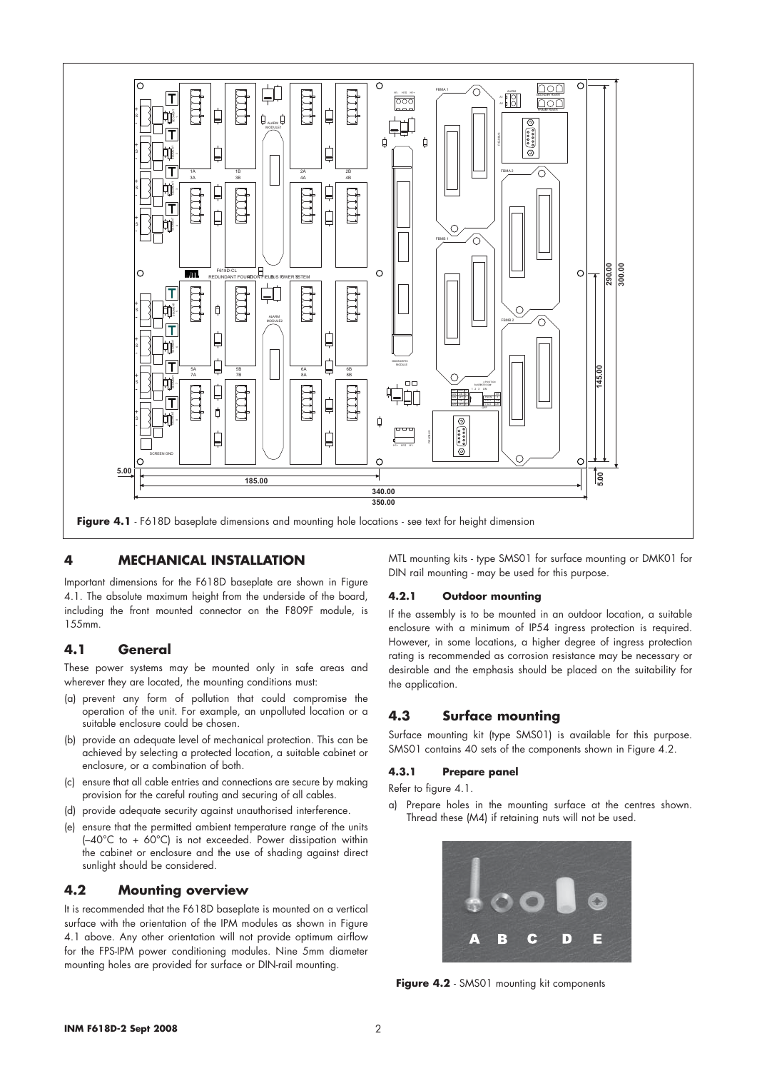**Figure 4.1** - F618D baseplate dimensions and mounting hole locations - see text for height dimension

## 4 MECHANICAL INSTALLATION

Important dimensions for the F618D baseplate are shown in Figure 4.1. The absolute maximum height from the underside of the board, including the front mounted connector on the F809F module, is 155mm.

### 4.1 General

These power systems may be mounted only in safe areas and wherever they are located, the mounting conditions must:

(a) prevent any form of pollution that could compromise the operation of the unit. For example, an unpolluted location or a suitable enclosure could be chosen.

(b) provide an adequate level of mechanical protection. This can be achieved by selecting a protected location, a suitable cabinet or enclosure, or a combination of both.

(c) ensure that all cable entries and connections are secure by making provision for the careful routing and securing of all cables.

(d) provide adequate security against unauthorised interference.

(e) ensure that the permitted ambient temperature range of the units (–40°C to + 60°C) is not exceeded. Power dissipation within the cabinet or enclosure and the use of shading against direct sunlight should be considered.

### 4.2 Mounting overview

It is recommended that the F618D baseplate is mounted on a vertical surface with the orientation of the IPM modules as shown in Figure 4.1 above. Any other orientation will not provide optimum airflow for the FPS-IPM power conditioning modules. Nine 5mm diameter mounting holes are provided for surface or DIN-rail mounting.

MTL mounting kits - type SMS01 for surface mounting or DMK01 for DIN rail mounting - may be used for this purpose.

#### 4.2.1 Outdoor mounting

If the assembly is to be mounted in an outdoor location, a suitable enclosure with a minimum of IP54 ingress protection is required. However, in some locations, a higher degree of ingress protection rating is recommended as corrosion resistance may be necessary or desirable and the emphasis should be placed on the suitability for the application.

### 4.3 Surface mounting

Surface mounting kit (type SMS01) is available for this purpose. SMS01 contains 40 sets of the components shown in Figure 4.2.

#### 4.3.1 Prepare panel

Refer to figure 4.1.

a) Prepare holes in the mounting surface at the centres shown. Thread these (M4) if retaining nuts will not be used.

**Figure 4.2** - SMS01 mounting kit components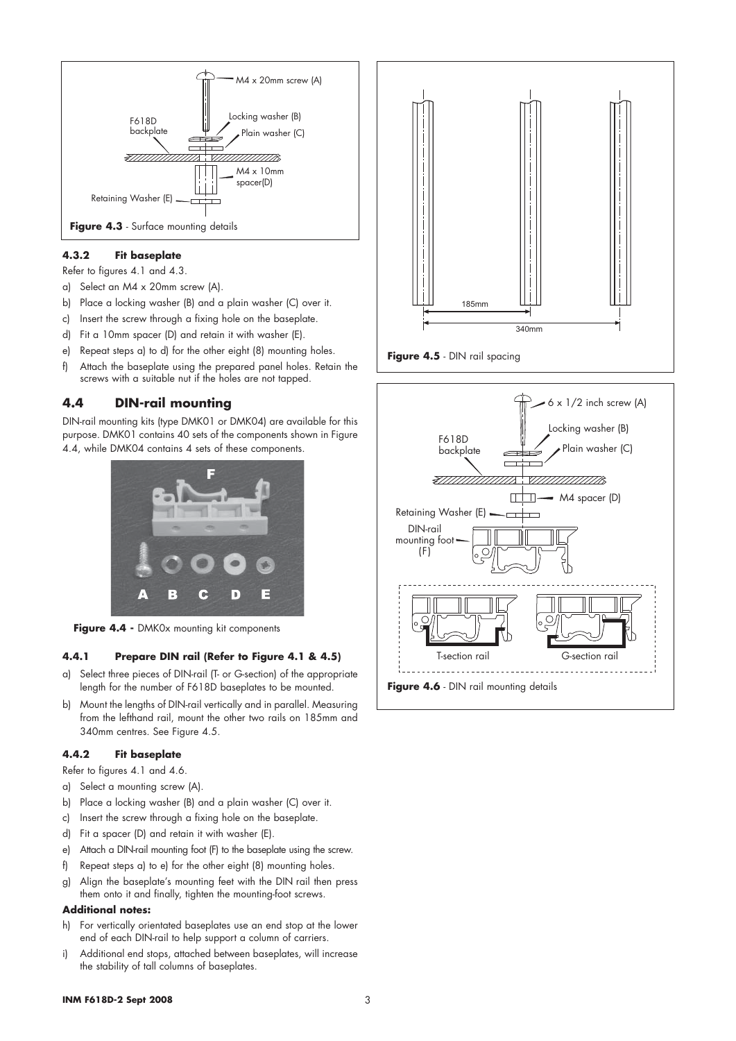Figure 4.3 - Surface mounting details

### 4.3.2 Fit baseplate

Refer to figures 4.1 and 4.3.

a) Select an M4 x 20mm screw (A).
b) Place a locking washer (B) and a plain washer (C) over it.
c) Insert the screw through a fixing hole on the baseplate.
d) Fit a 10mm spacer (D) and retain it with washer (E).
e) Repeat steps a) to d) for the other eight (8) mounting holes.
f) Attach the baseplate using the prepared panel holes. Retain the screws with a suitable nut if the holes are not tapped.

## 4.4 DIN-rail mounting

DIN-rail mounting kits (type DMK01 or DMK04) are available for this purpose. DMK01 contains 40 sets of the components shown in Figure 4.4, while DMK04 contains 4 sets of these components.

**Figure 4.4 -** DMK0x mounting kit components

### 4.4.1 Prepare DIN rail (Refer to Figure 4.1 & 4.5)

a) Select three pieces of DIN-rail (T- or G-section) of the appropriate length for the number of F618D baseplates to be mounted.
b) Mount the lengths of DIN-rail vertically and in parallel. Measuring from the lefthand rail, mount the other two rails on 185mm and 340mm centres. See Figure 4.5.

### 4.4.2 Fit baseplate

Refer to figures 4.1 and 4.6.

a) Select a mounting screw (A).
b) Place a locking washer (B) and a plain washer (C) over it.
c) Insert the screw through a fixing hole on the baseplate.
d) Fit a spacer (D) and retain it with washer (E).
e) Attach a DIN-rail mounting foot (F) to the baseplate using the screw.
f) Repeat steps a) to e) for the other eight (8) mounting holes.
g) Align the baseplate's mounting feet with the DIN rail then press them onto it and finally, tighten the mounting-foot screws.

**Additional notes:**

h) For vertically orientated baseplates use an end stop at the lower end of each DIN-rail to help support a column of carriers.
i) Additional end stops, attached between baseplates, will increase the stability of tall columns of baseplates.

**Figure 4.5** - DIN rail spacing

**Figure 4.6** - DIN rail mounting details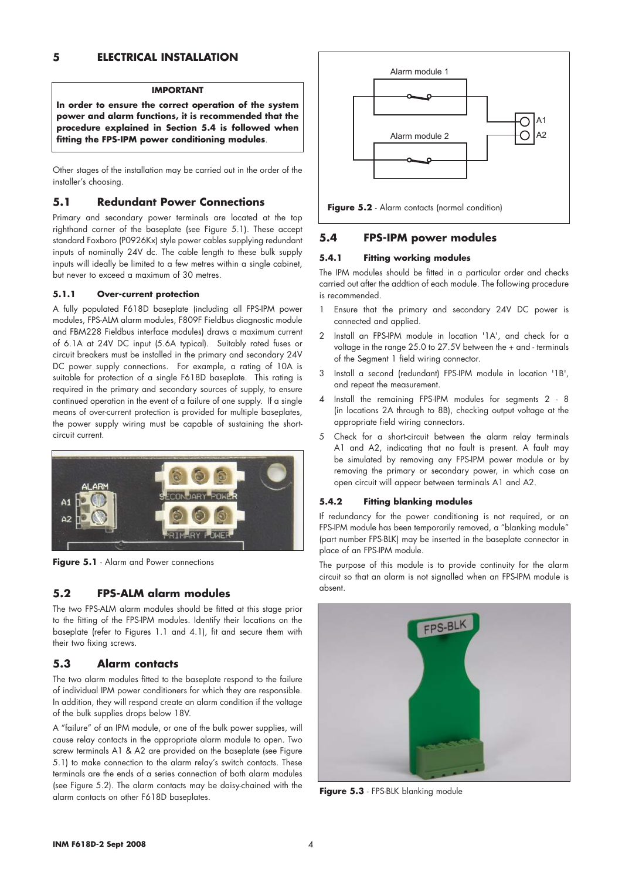## 5 ELECTRICAL INSTALLATION

**IMPORTANT**

**In order to ensure the correct operation of the system power and alarm functions, it is recommended that the procedure explained in Section 5.4 is followed when fitting the FPS-IPM power conditioning modules**.

Other stages of the installation may be carried out in the order of the installer's choosing.

### 5.1 Redundant Power Connections

Primary and secondary power terminals are located at the top righthand corner of the baseplate (see Figure 5.1). These accept standard Foxboro (P0926Kx) style power cables supplying redundant inputs of nominally 24V dc. The cable length to these bulk supply inputs will ideally be limited to a few metres within a single cabinet, but never to exceed a maximum of 30 metres.

#### 5.1.1 Over-current protection

A fully populated F618D baseplate (including all FPS-IPM power modules, FPS-ALM alarm modules, F809F Fieldbus diagnostic module and FBM228 Fieldbus interface modules) draws a maximum current of 6.1A at 24V DC input (5.6A typical). Suitably rated fuses or circuit breakers must be installed in the primary and secondary 24V DC power supply connections. For example, a rating of 10A is suitable for protection of a single F618D baseplate. This rating is required in the primary and secondary sources of supply, to ensure continued operation in the event of a failure of one supply. If a single means of over-current protection is provided for multiple baseplates, the power supply wiring must be capable of sustaining the short-circuit current.

**Figure 5.1** - Alarm and Power connections

### 5.2 FPS-ALM alarm modules

The two FPS-ALM alarm modules should be fitted at this stage prior to the fitting of the FPS-IPM modules. Identify their locations on the baseplate (refer to Figures 1.1 and 4.1), fit and secure them with their two fixing screws.

### 5.3 Alarm contacts

The two alarm modules fitted to the baseplate respond to the failure of individual IPM power conditioners for which they are responsible. In addition, they will respond create an alarm condition if the voltage of the bulk supplies drops below 18V.

A "failure" of an IPM module, or one of the bulk power supplies, will cause relay contacts in the appropriate alarm module to open. Two screw terminals A1 & A2 are provided on the baseplate (see Figure 5.1) to make connection to the alarm relay's switch contacts. These terminals are the ends of a series connection of both alarm modules (see Figure 5.2). The alarm contacts may be daisy-chained with the alarm contacts on other F618D baseplates.

**Figure 5.2** - Alarm contacts (normal condition)

### 5.4 FPS-IPM power modules

#### 5.4.1 Fitting working modules

The IPM modules should be fitted in a particular order and checks carried out after the addtion of each module. The following procedure is recommended.

1. Ensure that the primary and secondary 24V DC power is connected and applied.
2. Install an FPS-IPM module in location '1A', and check for a voltage in the range 25.0 to 27.5V between the + and - terminals of the Segment 1 field wiring connector.
3. Install a second (redundant) FPS-IPM module in location '1B', and repeat the measurement.
4. Install the remaining FPS-IPM modules for segments 2 - 8 (in locations 2A through to 8B), checking output voltage at the appropriate field wiring connectors.
5. Check for a short-circuit between the alarm relay terminals A1 and A2, indicating that no fault is present. A fault may be simulated by removing any FPS-IPM power module or by removing the primary or secondary power, in which case an open circuit will appear between terminals A1 and A2.

#### 5.4.2 Fitting blanking modules

If redundancy for the power conditioning is not required, or an FPS-IPM module has been temporarily removed, a "blanking module" (part number FPS-BLK) may be inserted in the baseplate connector in place of an FPS-IPM module.

The purpose of this module is to provide continuity for the alarm circuit so that an alarm is not signalled when an FPS-IPM module is absent.

**Figure 5.3** - FPS-BLK blanking module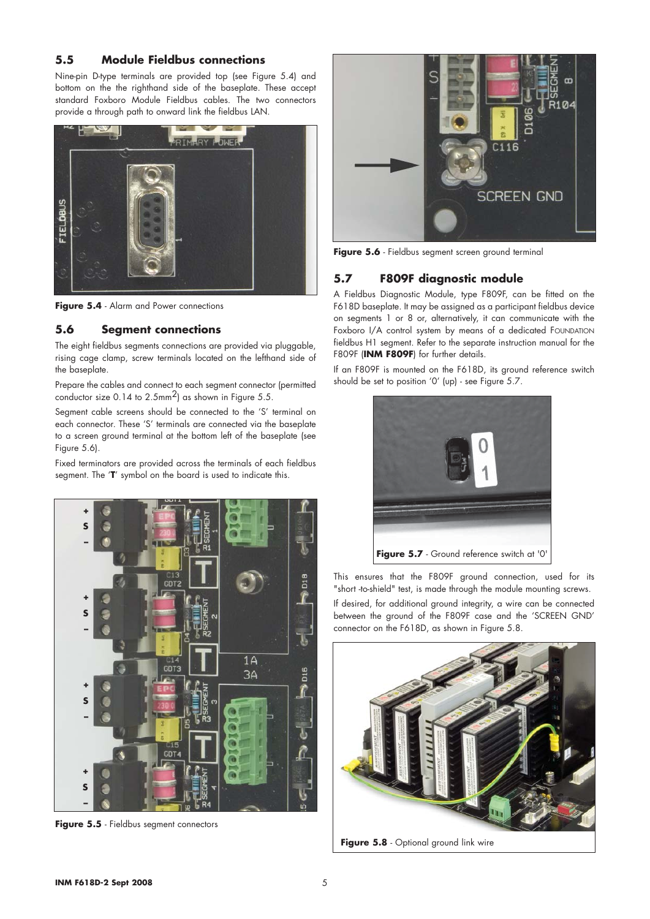## 5.5 Module Fieldbus connections

Nine-pin D-type terminals are provided top (see Figure 5.4) and bottom on the the righthand side of the baseplate. These accept standard Foxboro Module Fieldbus cables. The two connectors provide a through path to onward link the fieldbus LAN.

**Figure 5.4** - Alarm and Power connections

## 5.6 Segment connections

The eight fieldbus segments connections are provided via pluggable, rising cage clamp, screw terminals located on the lefthand side of the baseplate.

Prepare the cables and connect to each segment connector (permitted conductor size 0.14 to 2.5mm$^2$) as shown in Figure 5.5.

Segment cable screens should be connected to the 'S' terminal on each connector. These 'S' terminals are connected via the baseplate to a screen ground terminal at the bottom left of the baseplate (see Figure 5.6).

Fixed terminators are provided across the terminals of each fieldbus segment. The '**T**' symbol on the board is used to indicate this.

**Figure 5.5** - Fieldbus segment connectors

**Figure 5.6** - Fieldbus segment screen ground terminal

## 5.7 F809F diagnostic module

A Fieldbus Diagnostic Module, type F809F, can be fitted on the F618D baseplate. It may be assigned as a participant fieldbus device on segments 1 or 8 or, alternatively, it can communicate with the Foxboro I/A control system by means of a dedicated FOUNDATION fieldbus H1 segment. Refer to the separate instruction manual for the F809F (**INM F809F**) for further details.

If an F809F is mounted on the F618D, its ground reference switch should be set to position '0' (up) - see Figure 5.7.

**Figure 5.7** - Ground reference switch at '0'

This ensures that the F809F ground connection, used for its "short -to-shield" test, is made through the module mounting screws.

If desired, for additional ground integrity, a wire can be connected between the ground of the F809F case and the 'SCREEN GND' connector on the F618D, as shown in Figure 5.8.

**Figure 5.8** - Optional ground link wire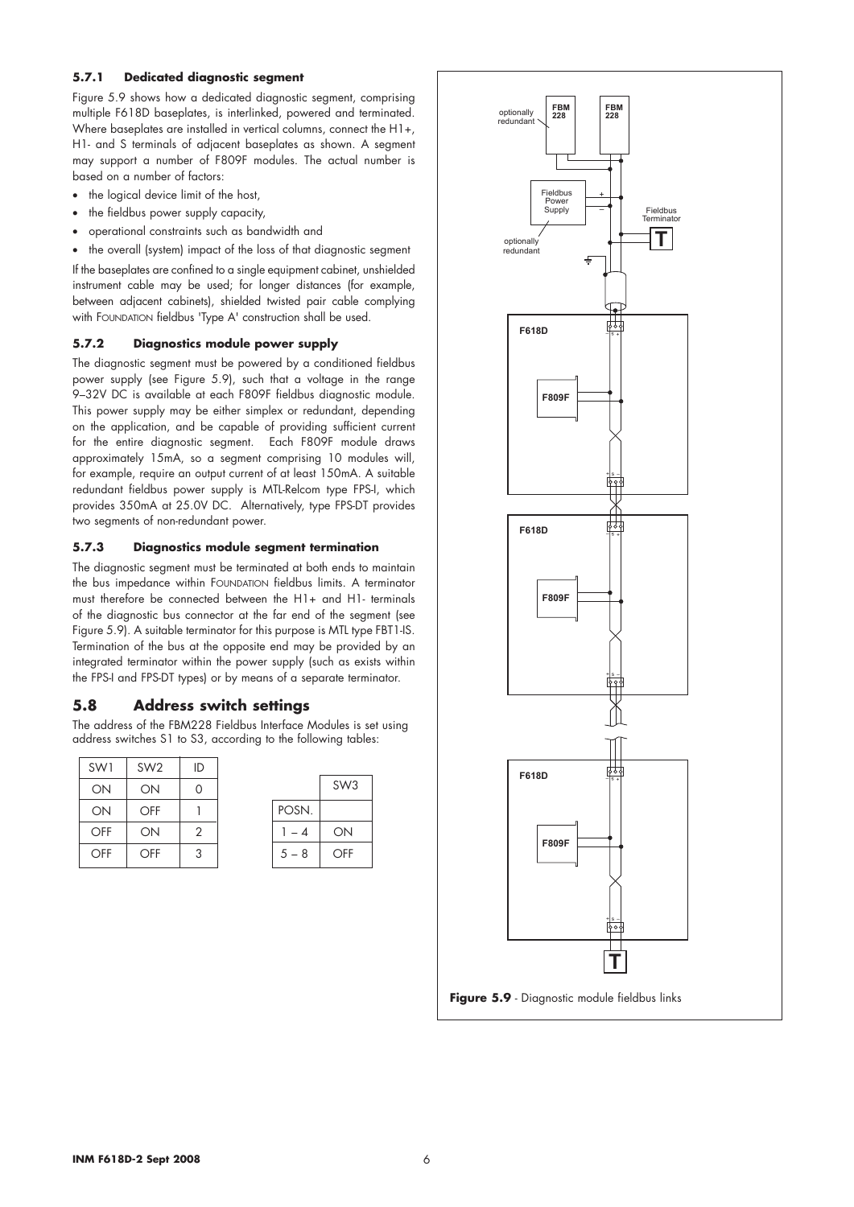### 5.7.1 Dedicated diagnostic segment

Figure 5.9 shows how a dedicated diagnostic segment, comprising multiple F618D baseplates, is interlinked, powered and terminated. Where baseplates are installed in vertical columns, connect the H1+, H1- and S terminals of adjacent baseplates as shown. A segment may support a number of F809F modules. The actual number is based on a number of factors:

- the logical device limit of the host,
- the fieldbus power supply capacity,
- operational constraints such as bandwidth and
- the overall (system) impact of the loss of that diagnostic segment

If the baseplates are confined to a single equipment cabinet, unshielded instrument cable may be used; for longer distances (for example, between adjacent cabinets), shielded twisted pair cable complying with FOUNDATION fieldbus 'Type A' construction shall be used.

### 5.7.2 Diagnostics module power supply

The diagnostic segment must be powered by a conditioned fieldbus power supply (see Figure 5.9), such that a voltage in the range 9–32V DC is available at each F809F fieldbus diagnostic module. This power supply may be either simplex or redundant, depending on the application, and be capable of providing sufficient current for the entire diagnostic segment. Each F809F module draws approximately 15mA, so a segment comprising 10 modules will, for example, require an output current of at least 150mA. A suitable redundant fieldbus power supply is MTL-Relcom type FPS-I, which provides 350mA at 25.0V DC. Alternatively, type FPS-DT provides two segments of non-redundant power.

### 5.7.3 Diagnostics module segment termination

The diagnostic segment must be terminated at both ends to maintain the bus impedance within FOUNDATION fieldbus limits. A terminator must therefore be connected between the H1+ and H1- terminals of the diagnostic bus connector at the far end of the segment (see Figure 5.9). A suitable terminator for this purpose is MTL type FBT1-IS. Termination of the bus at the opposite end may be provided by an integrated terminator within the power supply (such as exists within the FPS-I and FPS-DT types) or by means of a separate terminator.

## 5.8 Address switch settings

The address of the FBM228 Fieldbus Interface Modules is set using address switches S1 to S3, according to the following tables:

| SW1 | SW2 | ID |
|---|---|---|
| ON | ON | 0 |
| ON | OFF | 1 |
| OFF | ON | 2 |
| OFF | OFF | 3 |

| POSN. | SW3 |
|---|---|
| 1 – 4 | ON |
| 5 – 8 | OFF |

**Figure 5.9** - Diagnostic module fieldbus links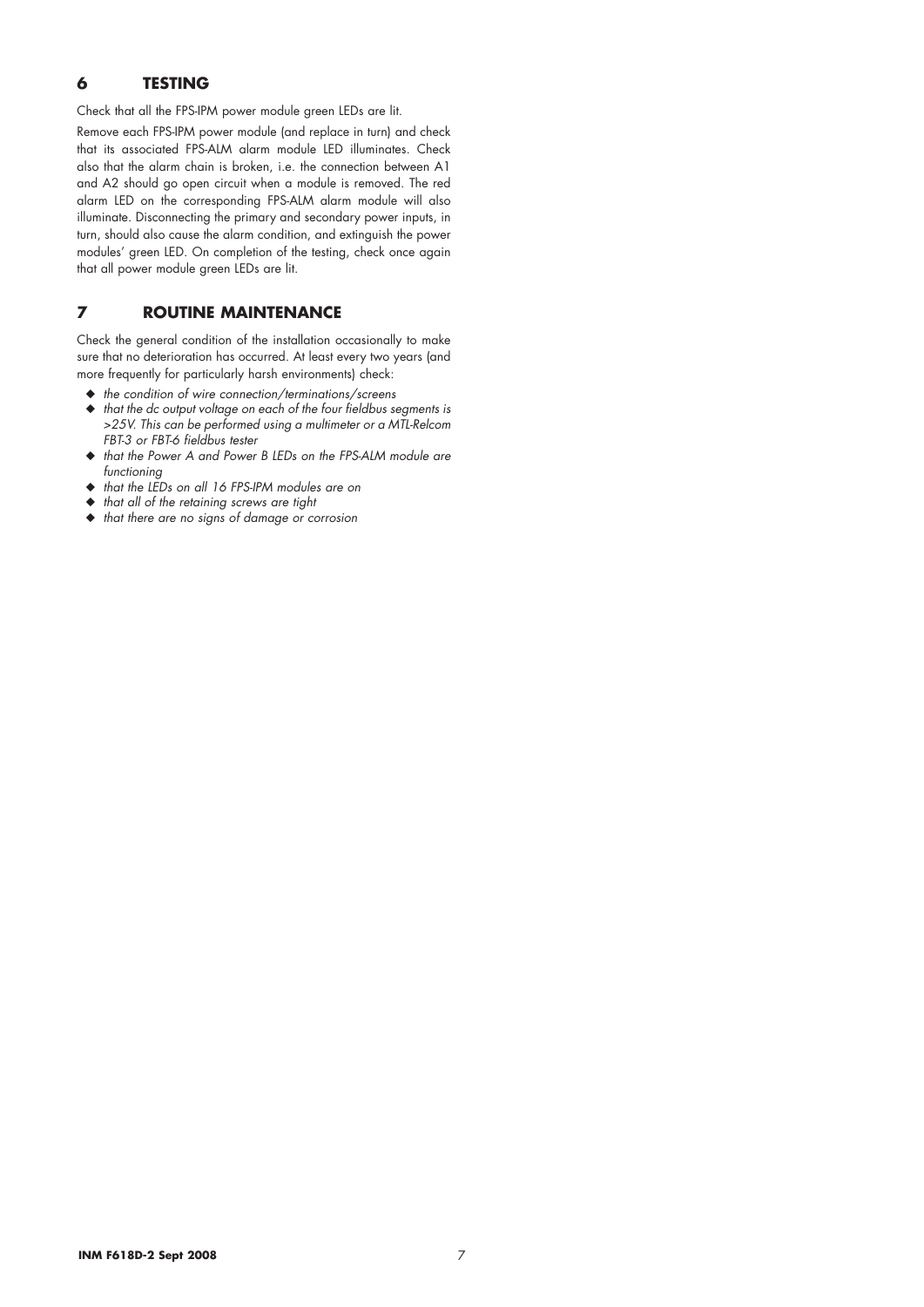## 6 TESTING

Check that all the FPS-IPM power module green LEDs are lit.

Remove each FPS-IPM power module (and replace in turn) and check that its associated FPS-ALM alarm module LED illuminates. Check also that the alarm chain is broken, i.e. the connection between A1 and A2 should go open circuit when a module is removed. The red alarm LED on the corresponding FPS-ALM alarm module will also illuminate. Disconnecting the primary and secondary power inputs, in turn, should also cause the alarm condition, and extinguish the power modules' green LED. On completion of the testing, check once again that all power module green LEDs are lit.

## 7 ROUTINE MAINTENANCE

Check the general condition of the installation occasionally to make sure that no deterioration has occurred. At least every two years (and more frequently for particularly harsh environments) check:

- *the condition of wire connection/terminations/screens*
- *that the dc output voltage on each of the four fieldbus segments is >25V. This can be performed using a multimeter or a MTL-Relcom FBT-3 or FBT-6 fieldbus tester*
- *that the Power A and Power B LEDs on the FPS-ALM module are functioning*
- *that the LEDs on all 16 FPS-IPM modules are on*
- *that all of the retaining screws are tight*
- *that there are no signs of damage or corrosion*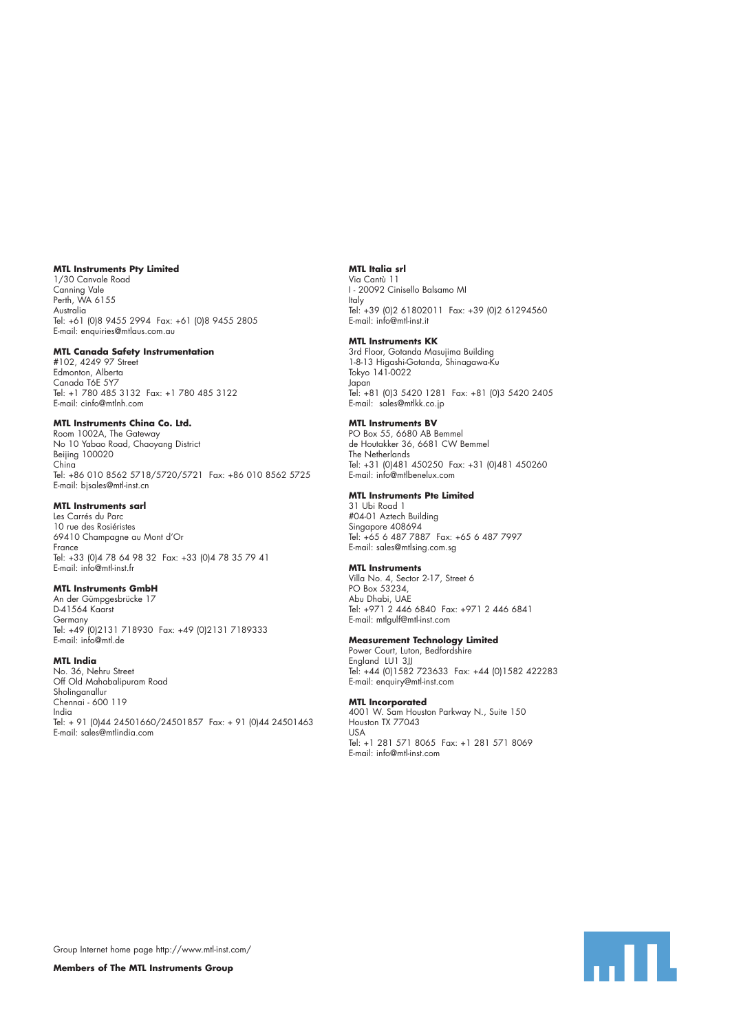**MTL Instruments Pty Limited**
1/30 Canvale Road
Canning Vale
Perth, WA 6155
Australia
Tel: +61 (0)8 9455 2994  Fax: +61 (0)8 9455 2805
E-mail: enquiries@mtlaus.com.au

**MTL Canada Safety Instrumentation**
#102, 4249 97 Street
Edmonton, Alberta
Canada T6E 5Y7
Tel: +1 780 485 3132  Fax: +1 780 485 3122
E-mail: cinfo@mtlnh.com

**MTL Instruments China Co. Ltd.**
Room 1002A, The Gateway
No 10 Yabao Road, Chaoyang District
Beijing 100020
China
Tel: +86 010 8562 5718/5720/5721  Fax: +86 010 8562 5725
E-mail: bjsales@mtl-inst.cn

**MTL Instruments sarl**
Les Carrés du Parc
10 rue des Rosiéristes
69410 Champagne au Mont d'Or
France
Tel: +33 (0)4 78 64 98 32  Fax: +33 (0)4 78 35 79 41
E-mail: info@mtl-inst.fr

**MTL Instruments GmbH**
An der Gümpgesbrücke 17
D-41564 Kaarst
Germany
Tel: +49 (0)2131 718930  Fax: +49 (0)2131 7189333
E-mail: info@mtl.de

**MTL India**
No. 36, Nehru Street
Off Old Mahabalipuram Road
Sholinganallur
Chennai - 600 119
India
Tel: + 91 (0)44 24501660/24501857  Fax: + 91 (0)44 24501463
E-mail: sales@mtlindia.com

**MTL Italia srl**
Via Cantù 11
I - 20092 Cinisello Balsamo MI
Italy
Tel: +39 (0)2 61802011  Fax: +39 (0)2 61294560
E-mail: info@mtl-inst.it

**MTL Instruments KK**
3rd Floor, Gotanda Masujima Building
1-8-13 Higashi-Gotanda, Shinagawa-Ku
Tokyo 141-0022
Japan
Tel: +81 (0)3 5420 1281  Fax: +81 (0)3 5420 2405
E-mail: sales@mtlkk.co.jp

**MTL Instruments BV**
PO Box 55, 6680 AB Bemmel
de Houtakker 36, 6681 CW Bemmel
The Netherlands
Tel: +31 (0)481 450250  Fax: +31 (0)481 450260
E-mail: info@mtlbenelux.com

**MTL Instruments Pte Limited**
31 Ubi Road 1
#04-01 Aztech Building
Singapore 408694
Tel: +65 6 487 7887  Fax: +65 6 487 7997
E-mail: sales@mtlsing.com.sg

**MTL Instruments**
Villa No. 4, Sector 2-17, Street 6
PO Box 53234,
Abu Dhabi, UAE
Tel: +971 2 446 6840  Fax: +971 2 446 6841
E-mail: mtlgulf@mtl-inst.com

**Measurement Technology Limited**
Power Court, Luton, Bedfordshire
England  LU1 3JJ
Tel: +44 (0)1582 723633  Fax: +44 (0)1582 422283
E-mail: enquiry@mtl-inst.com

**MTL Incorporated**
4001 W. Sam Houston Parkway N., Suite 150
Houston TX 77043
USA
Tel: +1 281 571 8065  Fax: +1 281 571 8069
E-mail: info@mtl-inst.com

Group Internet home page http://www.mtl-inst.com/

**Members of The MTL Instruments Group**